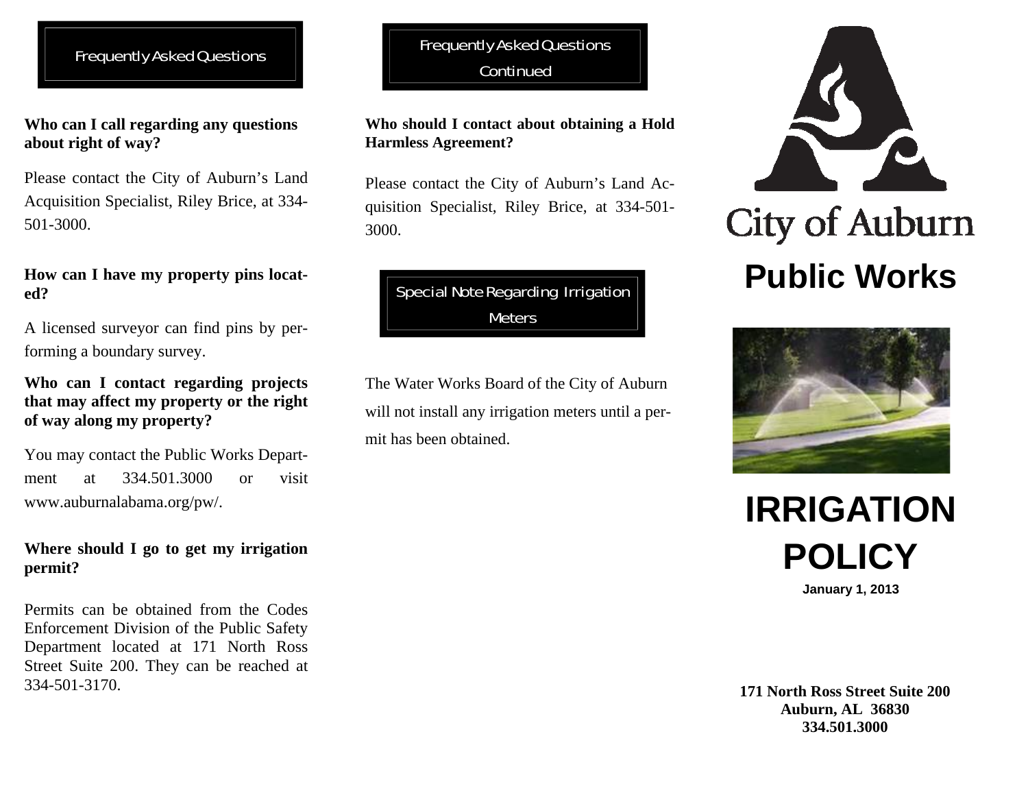## Frequently Asked Questions

**Who can I call regarding any questions about right of way?**

Please contact the City of Auburn's Land Acquisition Specialist, Riley Brice, at 334-501-3000.

**How can I have my property pins located?**

A licensed surveyor can find pins by performing a boundary survey.

**Who can I contact regarding projects that may affect my property or the right of way along my property?**

You may contact the Public Works Department at 334.501.3000 or visit www.auburnalabama.org/pw/.

**Where should I go to get my irrigation permit?**

Permits can be obtained from the Codes Enforcement Division of the Public Safety Department located at 171 North Ross Street Suite 200. They can be reached at 334-501-3170.

## Frequently Asked Questions Continued

**Who should I contact about obtaining a Hold Harmless Agreement?**

Please contact the City of Auburn's Land Acquisition Specialist, Riley Brice, at 334-501-3000.

## Special Note Regarding Irrigation Meters

The Water Works Board of the City of Auburn will not install any irrigation meters until a permit has been obtained.

City of Auburn

# Public Works

# IRRIGATION POLICY

**January 1, 2013**

**171 North Ross Street Suite 200**
**Auburn, AL 36830**
**334.501.3000**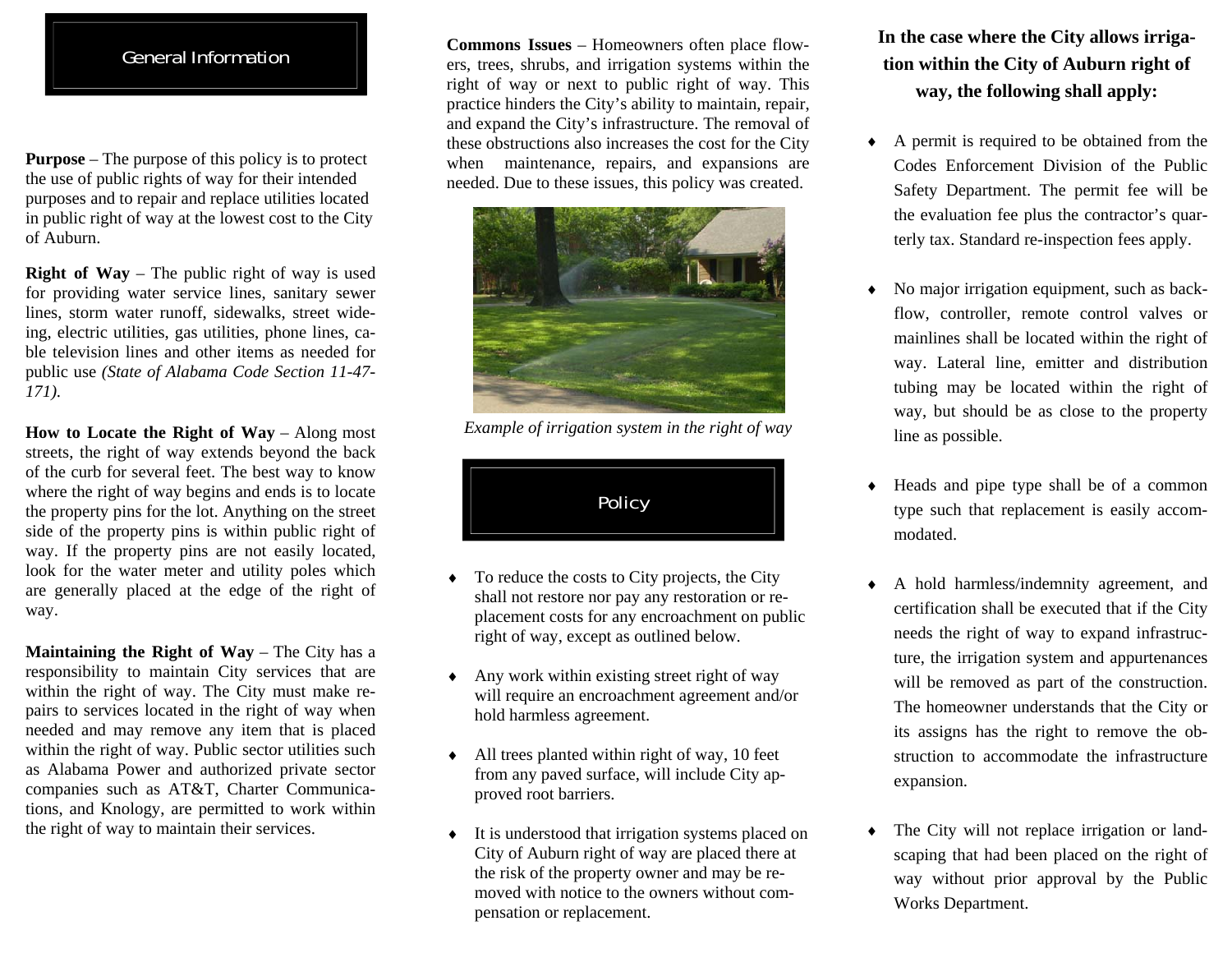## General Information

**Purpose** – The purpose of this policy is to protect the use of public rights of way for their intended purposes and to repair and replace utilities located in public right of way at the lowest cost to the City of Auburn.

**Right of Way** – The public right of way is used for providing water service lines, sanitary sewer lines, storm water runoff, sidewalks, street widening, electric utilities, gas utilities, phone lines, cable television lines and other items as needed for public use *(State of Alabama Code Section 11-47-171).*

**How to Locate the Right of Way** – Along most streets, the right of way extends beyond the back of the curb for several feet. The best way to know where the right of way begins and ends is to locate the property pins for the lot. Anything on the street side of the property pins is within public right of way. If the property pins are not easily located, look for the water meter and utility poles which are generally placed at the edge of the right of way.

**Maintaining the Right of Way** – The City has a responsibility to maintain City services that are within the right of way. The City must make repairs to services located in the right of way when needed and may remove any item that is placed within the right of way. Public sector utilities such as Alabama Power and authorized private sector companies such as AT&T, Charter Communications, and Knology, are permitted to work within the right of way to maintain their services.

**Commons Issues** – Homeowners often place flowers, trees, shrubs, and irrigation systems within the right of way or next to public right of way. This practice hinders the City's ability to maintain, repair, and expand the City's infrastructure. The removal of these obstructions also increases the cost for the City when maintenance, repairs, and expansions are needed. Due to these issues, this policy was created.

*Example of irrigation system in the right of way*

## Policy

- To reduce the costs to City projects, the City shall not restore nor pay any restoration or replacement costs for any encroachment on public right of way, except as outlined below.
- Any work within existing street right of way will require an encroachment agreement and/or hold harmless agreement.
- All trees planted within right of way, 10 feet from any paved surface, will include City approved root barriers.
- It is understood that irrigation systems placed on City of Auburn right of way are placed there at the risk of the property owner and may be removed with notice to the owners without compensation or replacement.

**In the case where the City allows irrigation within the City of Auburn right of way, the following shall apply:**

- A permit is required to be obtained from the Codes Enforcement Division of the Public Safety Department. The permit fee will be the evaluation fee plus the contractor's quarterly tax. Standard re-inspection fees apply.
- No major irrigation equipment, such as backflow, controller, remote control valves or mainlines shall be located within the right of way. Lateral line, emitter and distribution tubing may be located within the right of way, but should be as close to the property line as possible.
- Heads and pipe type shall be of a common type such that replacement is easily accommodated.
- A hold harmless/indemnity agreement, and certification shall be executed that if the City needs the right of way to expand infrastructure, the irrigation system and appurtenances will be removed as part of the construction. The homeowner understands that the City or its assigns has the right to remove the obstruction to accommodate the infrastructure expansion.
- The City will not replace irrigation or landscaping that had been placed on the right of way without prior approval by the Public Works Department.